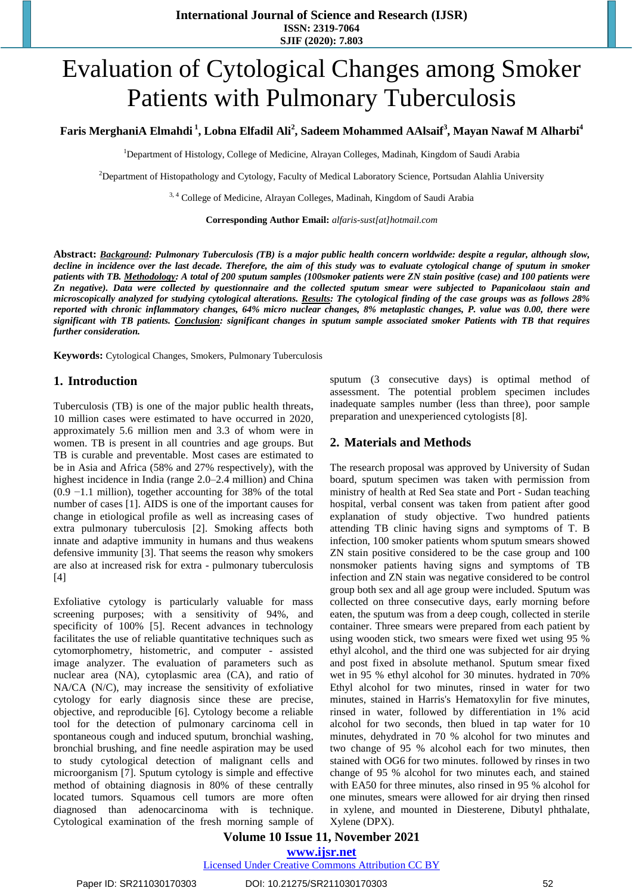# Evaluation of Cytological Changes among Smoker Patients with Pulmonary Tuberculosis

**Faris MerghaniA Elmahdi [1], Lobna Elfadil Ali[2], Sadeem Mohammed AAlsaif[3], Mayan Nawaf M Alharbi[4]**

[1]Department of Histology, College of Medicine, Alrayan Colleges, Madinah, Kingdom of Saudi Arabia

[2]Department of Histopathology and Cytology, Faculty of Medical Laboratory Science, Portsudan Alahlia University

[3, 4] College of Medicine, Alrayan Colleges, Madinah, Kingdom of Saudi Arabia

**Corresponding Author Email:** *alfaris-sust[at]hotmail.com*

**Abstract:** ***Background**: Pulmonary Tuberculosis (TB) is a major public health concern worldwide: despite a regular, although slow, decline in incidence over the last decade. Therefore, the aim of this study was to evaluate cytological change of sputum in smoker patients with TB. **Methodology**: A total of 200 sputum samples (100smoker patients were ZN stain positive (case) and 100 patients were Zn negative). Data were collected by questionnaire and the collected sputum smear were subjected to Papanicolaou stain and microscopically analyzed for studying cytological alterations. **Results**: The cytological finding of the case groups was as follows 28% reported with chronic inflammatory changes, 64% micro nuclear changes, 8% metaplastic changes, P. value was 0.00, there were significant with TB patients. **Conclusion**: significant changes in sputum sample associated smoker Patients with TB that requires further consideration.*

**Keywords:** Cytological Changes, Smokers, Pulmonary Tuberculosis

## 1. Introduction

Tuberculosis (TB) is one of the major public health threats, 10 million cases were estimated to have occurred in 2020, approximately 5.6 million men and 3.3 of whom were in women. TB is present in all countries and age groups. But TB is curable and preventable. Most cases are estimated to be in Asia and Africa (58% and 27% respectively), with the highest incidence in India (range 2.0–2.4 million) and China (0.9 −1.1 million), together accounting for 38% of the total number of cases [1]. AIDS is one of the important causes for change in etiological profile as well as increasing cases of extra pulmonary tuberculosis [2]. Smoking affects both innate and adaptive immunity in humans and thus weakens defensive immunity [3]. That seems the reason why smokers are also at increased risk for extra - pulmonary tuberculosis [4]

Exfoliative cytology is particularly valuable for mass screening purposes; with a sensitivity of 94%, and specificity of 100% [5]. Recent advances in technology facilitates the use of reliable quantitative techniques such as cytomorphometry, histometric, and computer - assisted image analyzer. The evaluation of parameters such as nuclear area (NA), cytoplasmic area (CA), and ratio of NA/CA (N/C), may increase the sensitivity of exfoliative cytology for early diagnosis since these are precise, objective, and reproducible [6]. Cytology become a reliable tool for the detection of pulmonary carcinoma cell in spontaneous cough and induced sputum, bronchial washing, bronchial brushing, and fine needle aspiration may be used to study cytological detection of malignant cells and microorganism [7]. Sputum cytology is simple and effective method of obtaining diagnosis in 80% of these centrally located tumors. Squamous cell tumors are more often diagnosed than adenocarcinoma with is technique. Cytological examination of the fresh morning sample of sputum (3 consecutive days) is optimal method of assessment. The potential problem specimen includes inadequate samples number (less than three), poor sample preparation and unexperienced cytologists [8].

## 2. Materials and Methods

The research proposal was approved by University of Sudan board, sputum specimen was taken with permission from ministry of health at Red Sea state and Port - Sudan teaching hospital, verbal consent was taken from patient after good explanation of study objective. Two hundred patients attending TB clinic having signs and symptoms of T. B infection, 100 smoker patients whom sputum smears showed ZN stain positive considered to be the case group and 100 nonsmoker patients having signs and symptoms of TB infection and ZN stain was negative considered to be control group both sex and all age group were included. Sputum was collected on three consecutive days, early morning before eaten, the sputum was from a deep cough, collected in sterile container. Three smears were prepared from each patient by using wooden stick, two smears were fixed wet using 95 % ethyl alcohol, and the third one was subjected for air drying and post fixed in absolute methanol. Sputum smear fixed wet in 95 % ethyl alcohol for 30 minutes. hydrated in 70% Ethyl alcohol for two minutes, rinsed in water for two minutes, stained in Harris's Hematoxylin for five minutes, rinsed in water, followed by differentiation in 1% acid alcohol for two seconds, then blued in tap water for 10 minutes, dehydrated in 70 % alcohol for two minutes and two change of 95 % alcohol each for two minutes, then stained with OG6 for two minutes. followed by rinses in two change of 95 % alcohol for two minutes each, and stained with EA50 for three minutes, also rinsed in 95 % alcohol for one minutes, smears were allowed for air drying then rinsed in xylene, and mounted in Diesterene, Dibutyl phthalate, Xylene (DPX).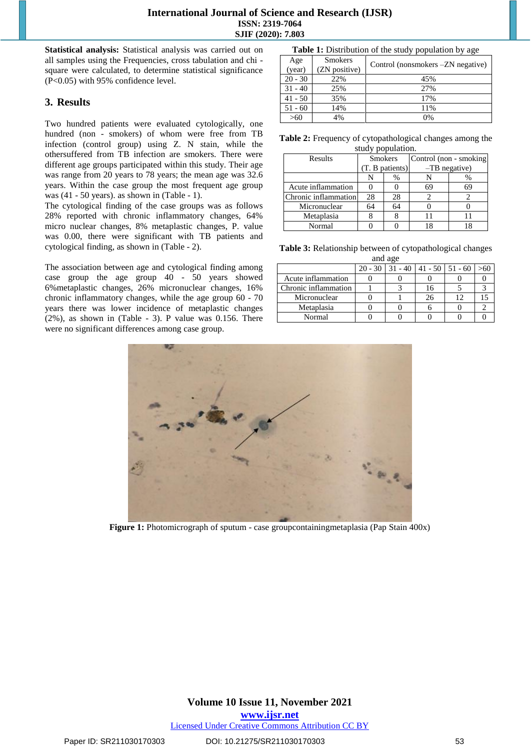**Statistical analysis:** Statistical analysis was carried out on all samples using the Frequencies, cross tabulation and chi - square were calculated, to determine statistical significance (P<0.05) with 95% confidence level.

## 3. Results

Two hundred patients were evaluated cytologically, one hundred (non - smokers) of whom were free from TB infection (control group) using Z. N stain, while the othersuffered from TB infection are smokers. There were different age groups participated within this study. Their age was range from 20 years to 78 years; the mean age was 32.6 years. Within the case group the most frequent age group was (41 - 50 years). as shown in (Table - 1).

The cytological finding of the case groups was as follows 28% reported with chronic inflammatory changes, 64% micro nuclear changes, 8% metaplastic changes, P. value was 0.00, there were significant with TB patients and cytological finding, as shown in (Table - 2).

The association between age and cytological finding among case group the age group 40 - 50 years showed 6%metaplastic changes, 26% micronuclear changes, 16% chronic inflammatory changes, while the age group 60 - 70 years there was lower incidence of metaplastic changes (2%), as shown in (Table - 3). P value was 0.156. There were no significant differences among case group.

**Table 1:** Distribution of the study population by age

| Age (year) | Smokers (ZN positive) | Control (nonsmokers –ZN negative) |
|---|---|---|
| 20 - 30 | 22% | 45% |
| 31 - 40 | 25% | 27% |
| 41 - 50 | 35% | 17% |
| 51 - 60 | 14% | 11% |
| >60 | 4% | 0% |

**Table 2:** Frequency of cytopathological changes among the study population.

| Results | Smokers (T. B patients) | | Control (non - smoking –TB negative) | |
|---|---|---|---|---|
| | N | % | N | % |
| Acute inflammation | 0 | 0 | 69 | 69 |
| Chronic inflammation | 28 | 28 | 2 | 2 |
| Micronuclear | 64 | 64 | 0 | 0 |
| Metaplasia | 8 | 8 | 11 | 11 |
| Normal | 0 | 0 | 18 | 18 |

**Table 3:** Relationship between of cytopathological changes and age

| | 20 - 30 | 31 - 40 | 41 - 50 | 51 - 60 | >60 |
|---|---|---|---|---|---|
| Acute inflammation | 0 | 0 | 0 | 0 | 0 |
| Chronic inflammation | 1 | 3 | 16 | 5 | 3 |
| Micronuclear | 0 | 1 | 26 | 12 | 15 |
| Metaplasia | 0 | 0 | 6 | 0 | 2 |
| Normal | 0 | 0 | 0 | 0 | 0 |

**Figure 1:** Photomicrograph of sputum - case groupcontainingmetaplasia (Pap Stain 400x)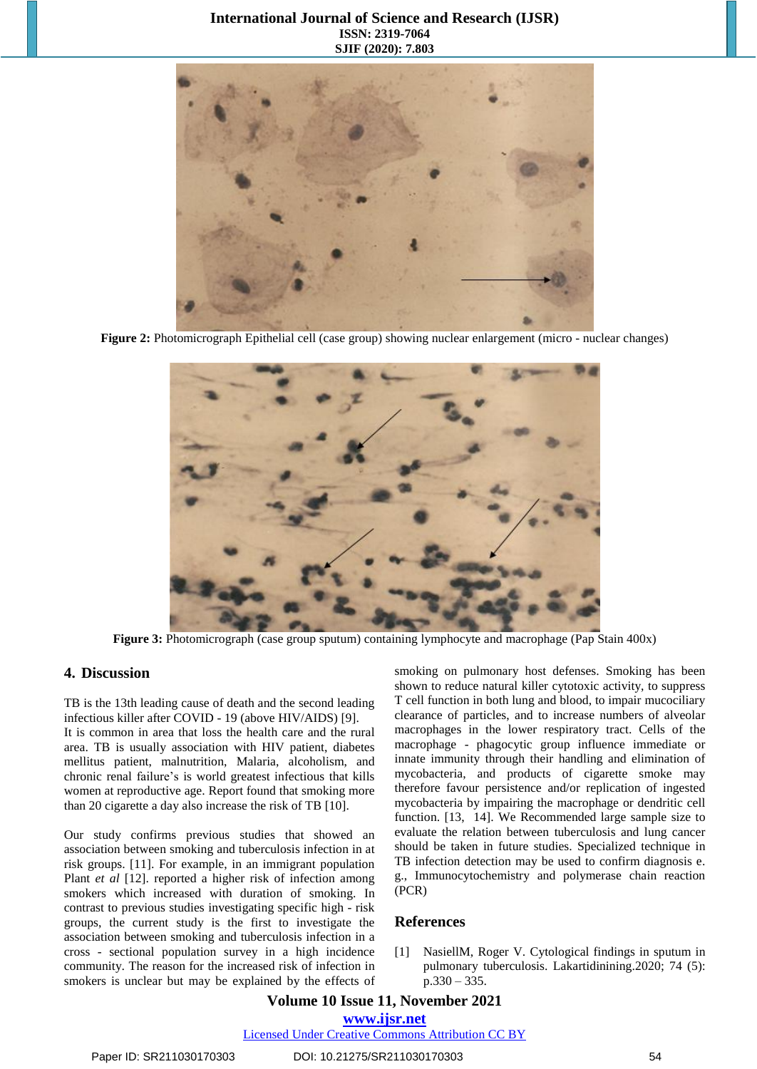Figure 2: Photomicrograph Epithelial cell (case group) showing nuclear enlargement (micro - nuclear changes)

Figure 3: Photomicrograph (case group sputum) containing lymphocyte and macrophage (Pap Stain 400x)

## 4. Discussion

TB is the 13th leading cause of death and the second leading infectious killer after COVID - 19 (above HIV/AIDS) [9]. It is common in area that loss the health care and the rural area. TB is usually association with HIV patient, diabetes mellitus patient, malnutrition, Malaria, alcoholism, and chronic renal failure's is world greatest infectious that kills women at reproductive age. Report found that smoking more than 20 cigarette a day also increase the risk of TB [10].

Our study confirms previous studies that showed an association between smoking and tuberculosis infection in at risk groups. [11]. For example, in an immigrant population Plant *et al* [12]. reported a higher risk of infection among smokers which increased with duration of smoking. In contrast to previous studies investigating specific high - risk groups, the current study is the first to investigate the association between smoking and tuberculosis infection in a cross - sectional population survey in a high incidence community. The reason for the increased risk of infection in smokers is unclear but may be explained by the effects of smoking on pulmonary host defenses. Smoking has been shown to reduce natural killer cytotoxic activity, to suppress T cell function in both lung and blood, to impair mucociliary clearance of particles, and to increase numbers of alveolar macrophages in the lower respiratory tract. Cells of the macrophage - phagocytic group influence immediate or innate immunity through their handling and elimination of mycobacteria, and products of cigarette smoke may therefore favour persistence and/or replication of ingested mycobacteria by impairing the macrophage or dendritic cell function. [13, 14]. We Recommended large sample size to evaluate the relation between tuberculosis and lung cancer should be taken in future studies. Specialized technique in TB infection detection may be used to confirm diagnosis e. g., Immunocytochemistry and polymerase chain reaction (PCR)

## References

[1] NasiellM, Roger V. Cytological findings in sputum in pulmonary tuberculosis. Lakartidinining.2020; 74 (5): p.330 – 335.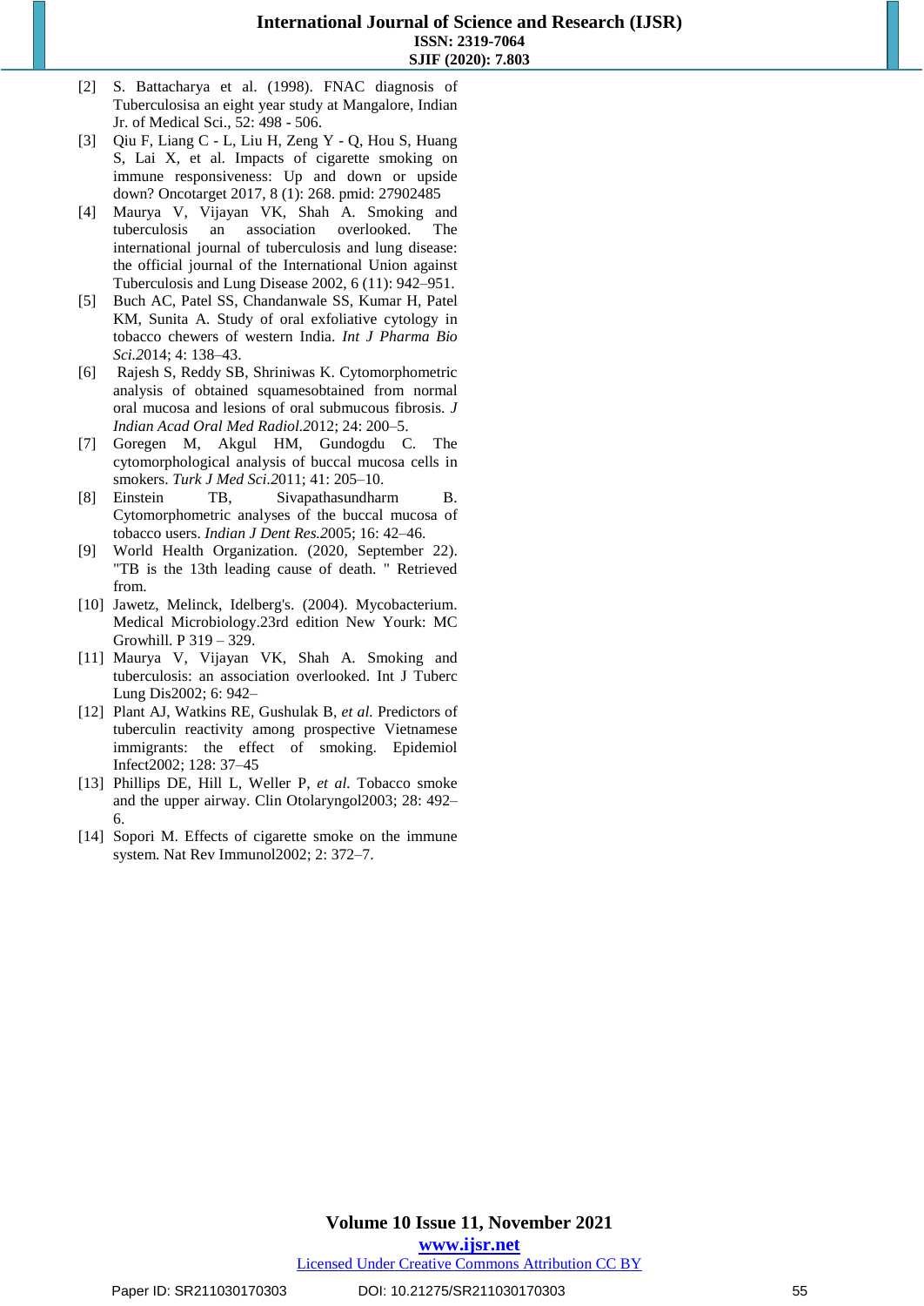[2] S. Battacharya et al. (1998). FNAC diagnosis of Tuberculosisa an eight year study at Mangalore, Indian Jr. of Medical Sci., 52: 498 - 506.

[3] Qiu F, Liang C - L, Liu H, Zeng Y - Q, Hou S, Huang S, Lai X, et al. Impacts of cigarette smoking on immune responsiveness: Up and down or upside down? Oncotarget 2017, 8 (1): 268. pmid: 27902485

[4] Maurya V, Vijayan VK, Shah A. Smoking and tuberculosis an association overlooked. The international journal of tuberculosis and lung disease: the official journal of the International Union against Tuberculosis and Lung Disease 2002, 6 (11): 942–951.

[5] Buch AC, Patel SS, Chandanwale SS, Kumar H, Patel KM, Sunita A. Study of oral exfoliative cytology in tobacco chewers of western India. *Int J Pharma Bio Sci.*2014; 4: 138–43.

[6] Rajesh S, Reddy SB, Shriniwas K. Cytomorphometric analysis of obtained squamesobtained from normal oral mucosa and lesions of oral submucous fibrosis. *J Indian Acad Oral Med Radiol.*2012; 24: 200–5.

[7] Goregen M, Akgul HM, Gundogdu C. The cytomorphological analysis of buccal mucosa cells in smokers. *Turk J Med Sci.*2011; 41: 205–10.

[8] Einstein TB, Sivapathasundharm B. Cytomorphometric analyses of the buccal mucosa of tobacco users. *Indian J Dent Res.*2005; 16: 42–46.

[9] World Health Organization. (2020, September 22). "TB is the 13th leading cause of death. " Retrieved from.

[10] Jawetz, Melinck, Idelberg's. (2004). Mycobacterium. Medical Microbiology.23rd edition New Yourk: MC Growhill. P 319 – 329.

[11] Maurya V, Vijayan VK, Shah A. Smoking and tuberculosis: an association overlooked. Int J Tuberc Lung Dis2002; 6: 942–

[12] Plant AJ, Watkins RE, Gushulak B, *et al.* Predictors of tuberculin reactivity among prospective Vietnamese immigrants: the effect of smoking. Epidemiol Infect2002; 128: 37–45

[13] Phillips DE, Hill L, Weller P, *et al.* Tobacco smoke and the upper airway. Clin Otolaryngol2003; 28: 492–6.

[14] Sopori M. Effects of cigarette smoke on the immune system. Nat Rev Immunol2002; 2: 372–7.